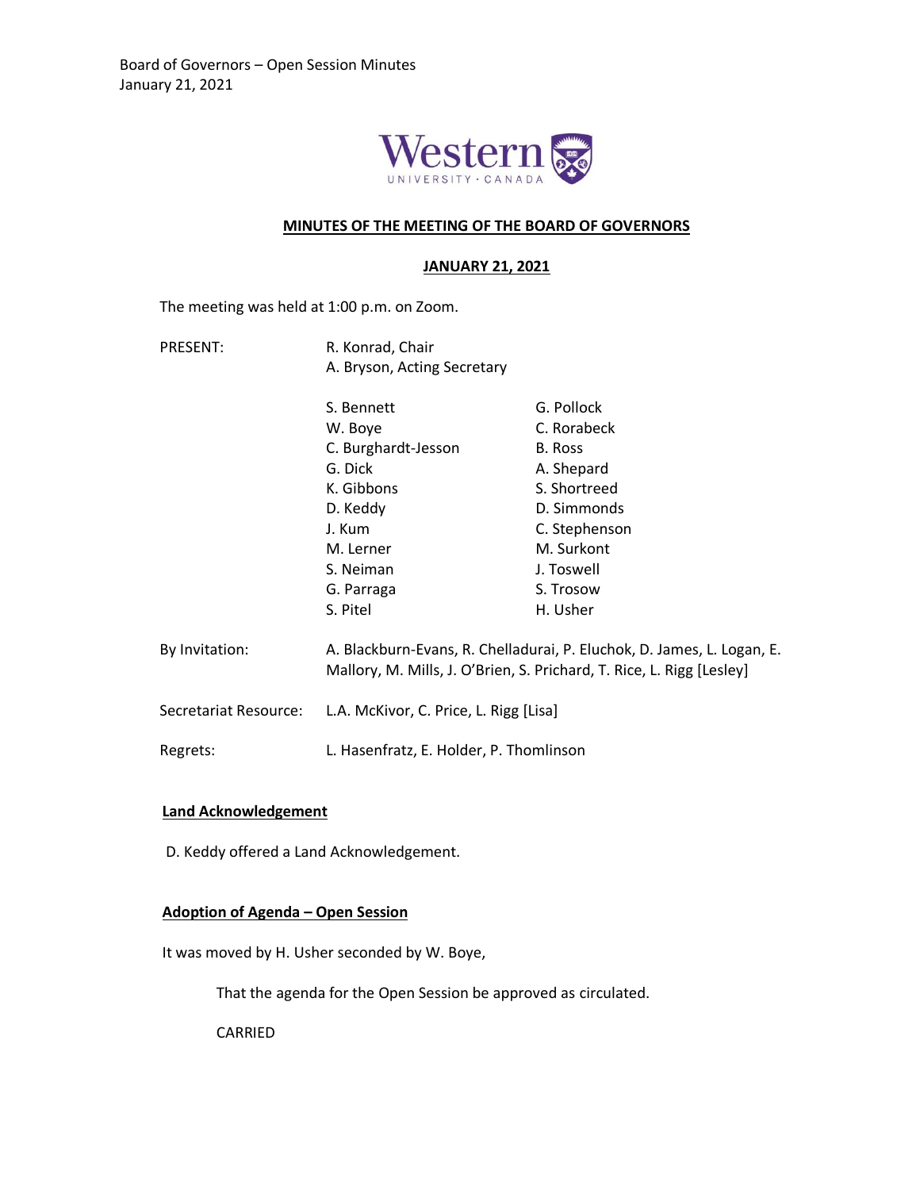## MINUTES OF THE MEETING OF THE BOARD OF GOVERNORS

### JANUARY 21, 2021

The meeting was held at 1:00 p.m. on Zoom.

PRESENT: R. Konrad, Chair
A. Bryson, Acting Secretary

| | |
|---|---|
| S. Bennett | G. Pollock |
| W. Boye | C. Rorabeck |
| C. Burghardt-Jesson | B. Ross |
| G. Dick | A. Shepard |
| K. Gibbons | S. Shortreed |
| D. Keddy | D. Simmonds |
| J. Kum | C. Stephenson |
| M. Lerner | M. Surkont |
| S. Neiman | J. Toswell |
| G. Parraga | S. Trosow |
| S. Pitel | H. Usher |

By Invitation: A. Blackburn-Evans, R. Chelladurai, P. Eluchok, D. James, L. Logan, E. Mallory, M. Mills, J. O'Brien, S. Prichard, T. Rice, L. Rigg [Lesley]

Secretariat Resource: L.A. McKivor, C. Price, L. Rigg [Lisa]

Regrets: L. Hasenfratz, E. Holder, P. Thomlinson

### Land Acknowledgement

D. Keddy offered a Land Acknowledgement.

### Adoption of Agenda – Open Session

It was moved by H. Usher seconded by W. Boye,

That the agenda for the Open Session be approved as circulated.

CARRIED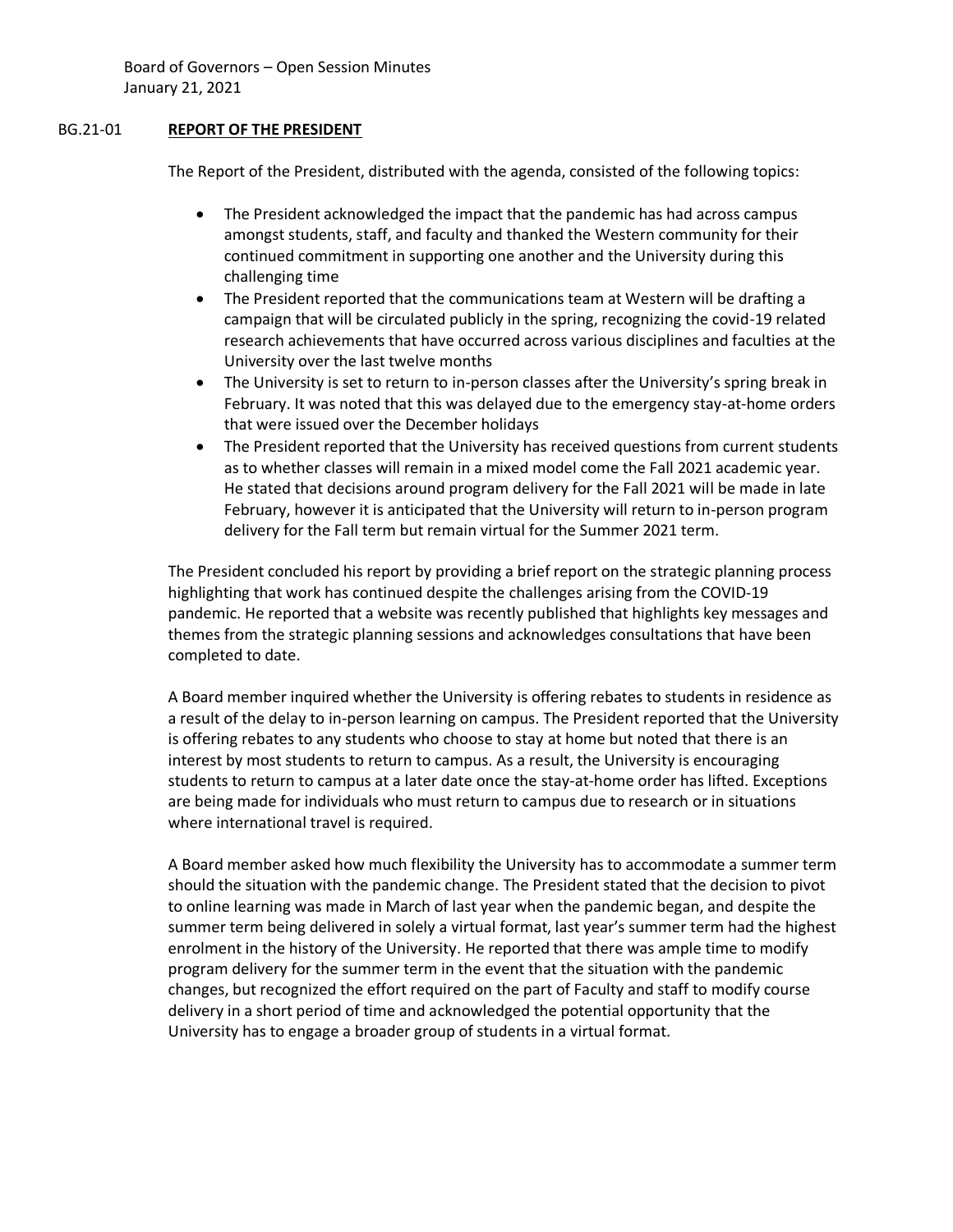## BG.21-01 **REPORT OF THE PRESIDENT**

The Report of the President, distributed with the agenda, consisted of the following topics:

- The President acknowledged the impact that the pandemic has had across campus amongst students, staff, and faculty and thanked the Western community for their continued commitment in supporting one another and the University during this challenging time
- The President reported that the communications team at Western will be drafting a campaign that will be circulated publicly in the spring, recognizing the covid-19 related research achievements that have occurred across various disciplines and faculties at the University over the last twelve months
- The University is set to return to in-person classes after the University's spring break in February. It was noted that this was delayed due to the emergency stay-at-home orders that were issued over the December holidays
- The President reported that the University has received questions from current students as to whether classes will remain in a mixed model come the Fall 2021 academic year. He stated that decisions around program delivery for the Fall 2021 will be made in late February, however it is anticipated that the University will return to in-person program delivery for the Fall term but remain virtual for the Summer 2021 term.

The President concluded his report by providing a brief report on the strategic planning process highlighting that work has continued despite the challenges arising from the COVID-19 pandemic. He reported that a website was recently published that highlights key messages and themes from the strategic planning sessions and acknowledges consultations that have been completed to date.

A Board member inquired whether the University is offering rebates to students in residence as a result of the delay to in-person learning on campus. The President reported that the University is offering rebates to any students who choose to stay at home but noted that there is an interest by most students to return to campus. As a result, the University is encouraging students to return to campus at a later date once the stay-at-home order has lifted. Exceptions are being made for individuals who must return to campus due to research or in situations where international travel is required.

A Board member asked how much flexibility the University has to accommodate a summer term should the situation with the pandemic change. The President stated that the decision to pivot to online learning was made in March of last year when the pandemic began, and despite the summer term being delivered in solely a virtual format, last year's summer term had the highest enrolment in the history of the University. He reported that there was ample time to modify program delivery for the summer term in the event that the situation with the pandemic changes, but recognized the effort required on the part of Faculty and staff to modify course delivery in a short period of time and acknowledged the potential opportunity that the University has to engage a broader group of students in a virtual format.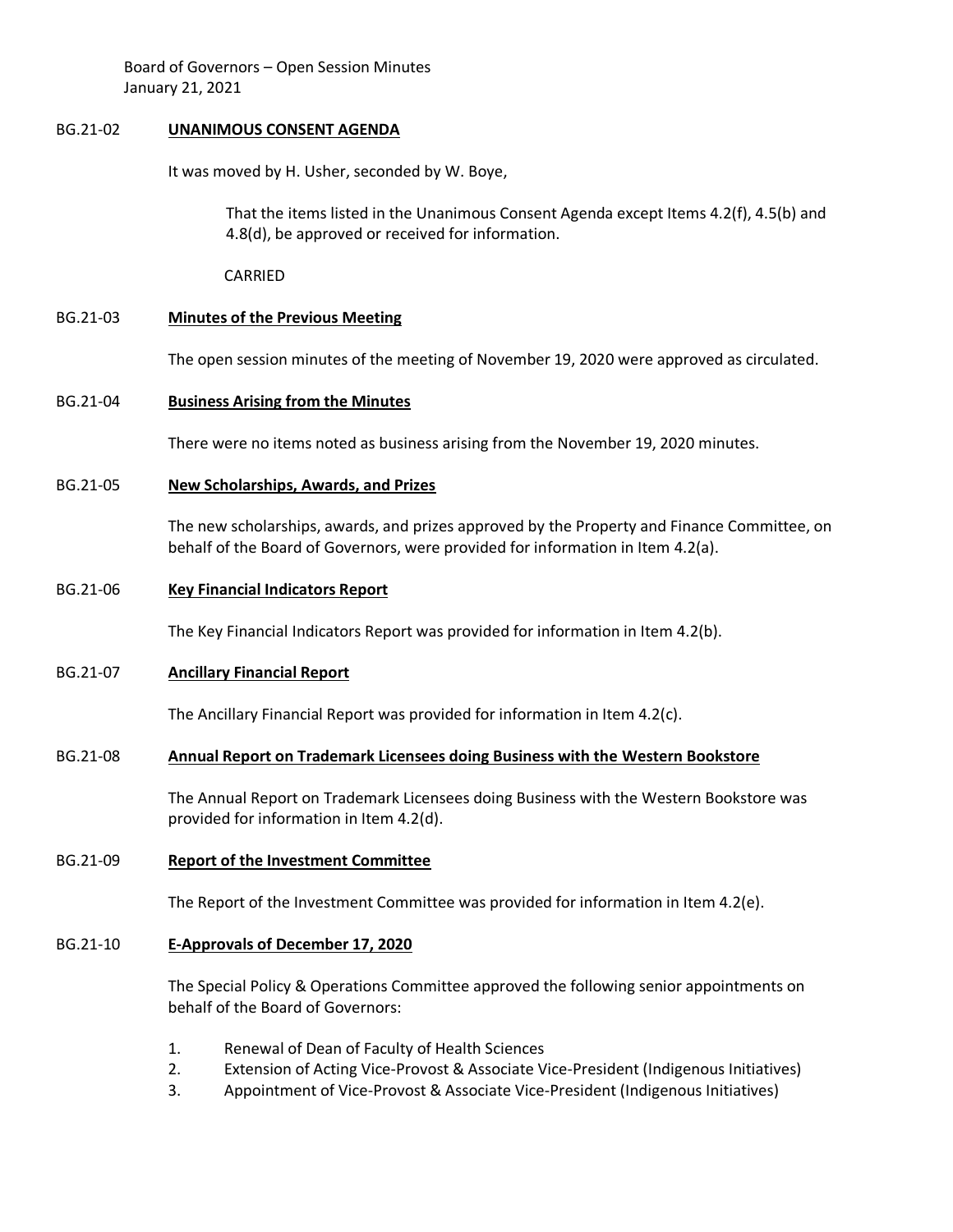BG.21-02 **UNANIMOUS CONSENT AGENDA**

It was moved by H. Usher, seconded by W. Boye,

> That the items listed in the Unanimous Consent Agenda except Items 4.2(f), 4.5(b) and 4.8(d), be approved or received for information.
>
> CARRIED

BG.21-03 **Minutes of the Previous Meeting**

The open session minutes of the meeting of November 19, 2020 were approved as circulated.

BG.21-04 **Business Arising from the Minutes**

There were no items noted as business arising from the November 19, 2020 minutes.

BG.21-05 **New Scholarships, Awards, and Prizes**

The new scholarships, awards, and prizes approved by the Property and Finance Committee, on behalf of the Board of Governors, were provided for information in Item 4.2(a).

BG.21-06 **Key Financial Indicators Report**

The Key Financial Indicators Report was provided for information in Item 4.2(b).

BG.21-07 **Ancillary Financial Report**

The Ancillary Financial Report was provided for information in Item 4.2(c).

BG.21-08 **Annual Report on Trademark Licensees doing Business with the Western Bookstore**

The Annual Report on Trademark Licensees doing Business with the Western Bookstore was provided for information in Item 4.2(d).

BG.21-09 **Report of the Investment Committee**

The Report of the Investment Committee was provided for information in Item 4.2(e).

BG.21-10 **E-Approvals of December 17, 2020**

The Special Policy & Operations Committee approved the following senior appointments on behalf of the Board of Governors:

1. Renewal of Dean of Faculty of Health Sciences
2. Extension of Acting Vice-Provost & Associate Vice-President (Indigenous Initiatives)
3. Appointment of Vice-Provost & Associate Vice-President (Indigenous Initiatives)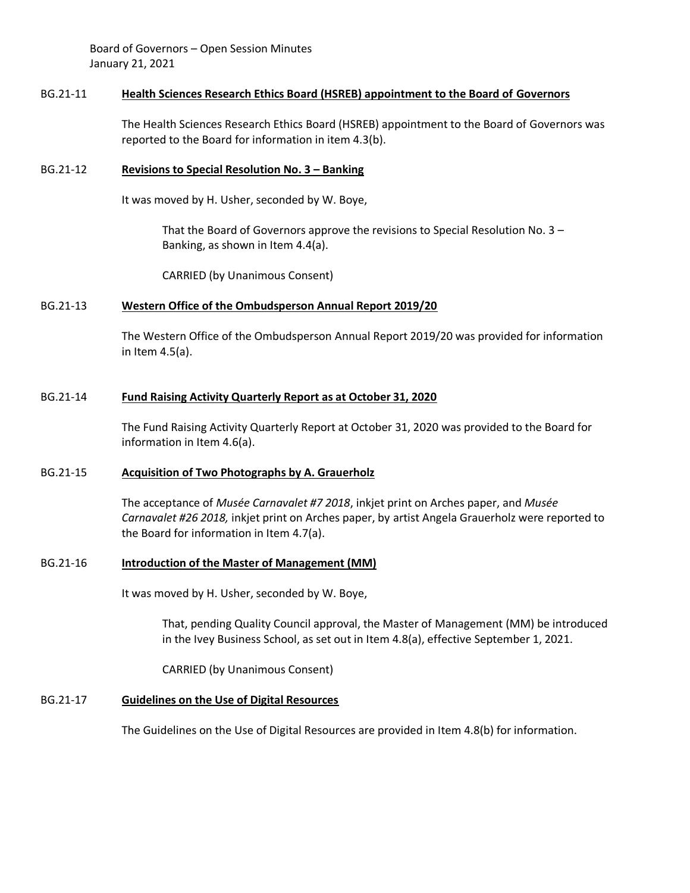### BG.21-11 **Health Sciences Research Ethics Board (HSREB) appointment to the Board of Governors**

The Health Sciences Research Ethics Board (HSREB) appointment to the Board of Governors was reported to the Board for information in item 4.3(b).

### BG.21-12 **Revisions to Special Resolution No. 3 – Banking**

It was moved by H. Usher, seconded by W. Boye,

> That the Board of Governors approve the revisions to Special Resolution No. 3 – Banking, as shown in Item 4.4(a).
>
> CARRIED (by Unanimous Consent)

### BG.21-13 **Western Office of the Ombudsperson Annual Report 2019/20**

The Western Office of the Ombudsperson Annual Report 2019/20 was provided for information in Item 4.5(a).

### BG.21-14 **Fund Raising Activity Quarterly Report as at October 31, 2020**

The Fund Raising Activity Quarterly Report at October 31, 2020 was provided to the Board for information in Item 4.6(a).

### BG.21-15 **Acquisition of Two Photographs by A. Grauerholz**

The acceptance of *Musée Carnavalet #7 2018*, inkjet print on Arches paper, and *Musée Carnavalet #26 2018,* inkjet print on Arches paper, by artist Angela Grauerholz were reported to the Board for information in Item 4.7(a).

### BG.21-16 **Introduction of the Master of Management (MM)**

It was moved by H. Usher, seconded by W. Boye,

> That, pending Quality Council approval, the Master of Management (MM) be introduced in the Ivey Business School, as set out in Item 4.8(a), effective September 1, 2021.
>
> CARRIED (by Unanimous Consent)

### BG.21-17 **Guidelines on the Use of Digital Resources**

The Guidelines on the Use of Digital Resources are provided in Item 4.8(b) for information.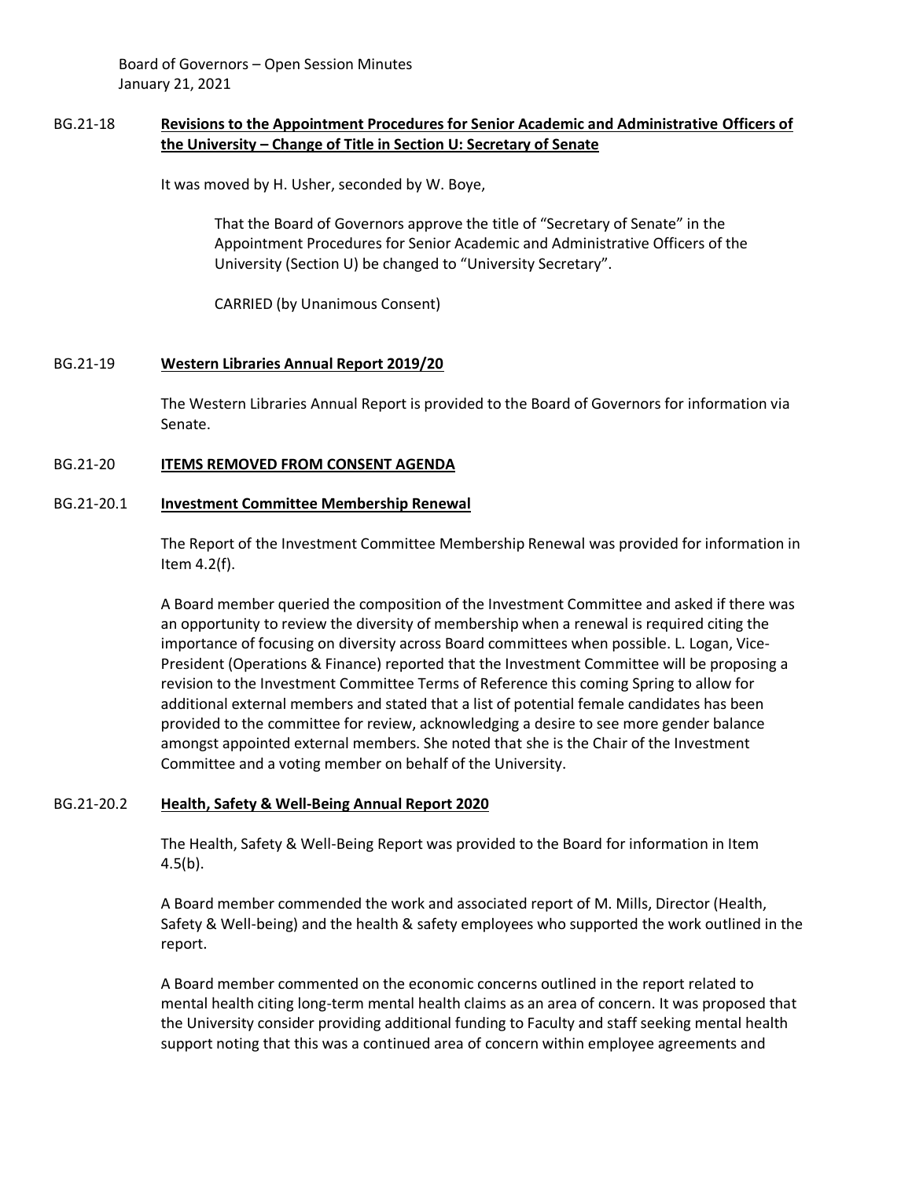## BG.21-18 **Revisions to the Appointment Procedures for Senior Academic and Administrative Officers of the University – Change of Title in Section U: Secretary of Senate**

It was moved by H. Usher, seconded by W. Boye,

> That the Board of Governors approve the title of "Secretary of Senate" in the Appointment Procedures for Senior Academic and Administrative Officers of the University (Section U) be changed to "University Secretary".
>
> CARRIED (by Unanimous Consent)

## BG.21-19 **Western Libraries Annual Report 2019/20**

The Western Libraries Annual Report is provided to the Board of Governors for information via Senate.

## BG.21-20 **ITEMS REMOVED FROM CONSENT AGENDA**

### BG.21-20.1 **Investment Committee Membership Renewal**

The Report of the Investment Committee Membership Renewal was provided for information in Item 4.2(f).

A Board member queried the composition of the Investment Committee and asked if there was an opportunity to review the diversity of membership when a renewal is required citing the importance of focusing on diversity across Board committees when possible. L. Logan, Vice-President (Operations & Finance) reported that the Investment Committee will be proposing a revision to the Investment Committee Terms of Reference this coming Spring to allow for additional external members and stated that a list of potential female candidates has been provided to the committee for review, acknowledging a desire to see more gender balance amongst appointed external members. She noted that she is the Chair of the Investment Committee and a voting member on behalf of the University.

### BG.21-20.2 **Health, Safety & Well-Being Annual Report 2020**

The Health, Safety & Well-Being Report was provided to the Board for information in Item 4.5(b).

A Board member commended the work and associated report of M. Mills, Director (Health, Safety & Well-being) and the health & safety employees who supported the work outlined in the report.

A Board member commented on the economic concerns outlined in the report related to mental health citing long-term mental health claims as an area of concern. It was proposed that the University consider providing additional funding to Faculty and staff seeking mental health support noting that this was a continued area of concern within employee agreements and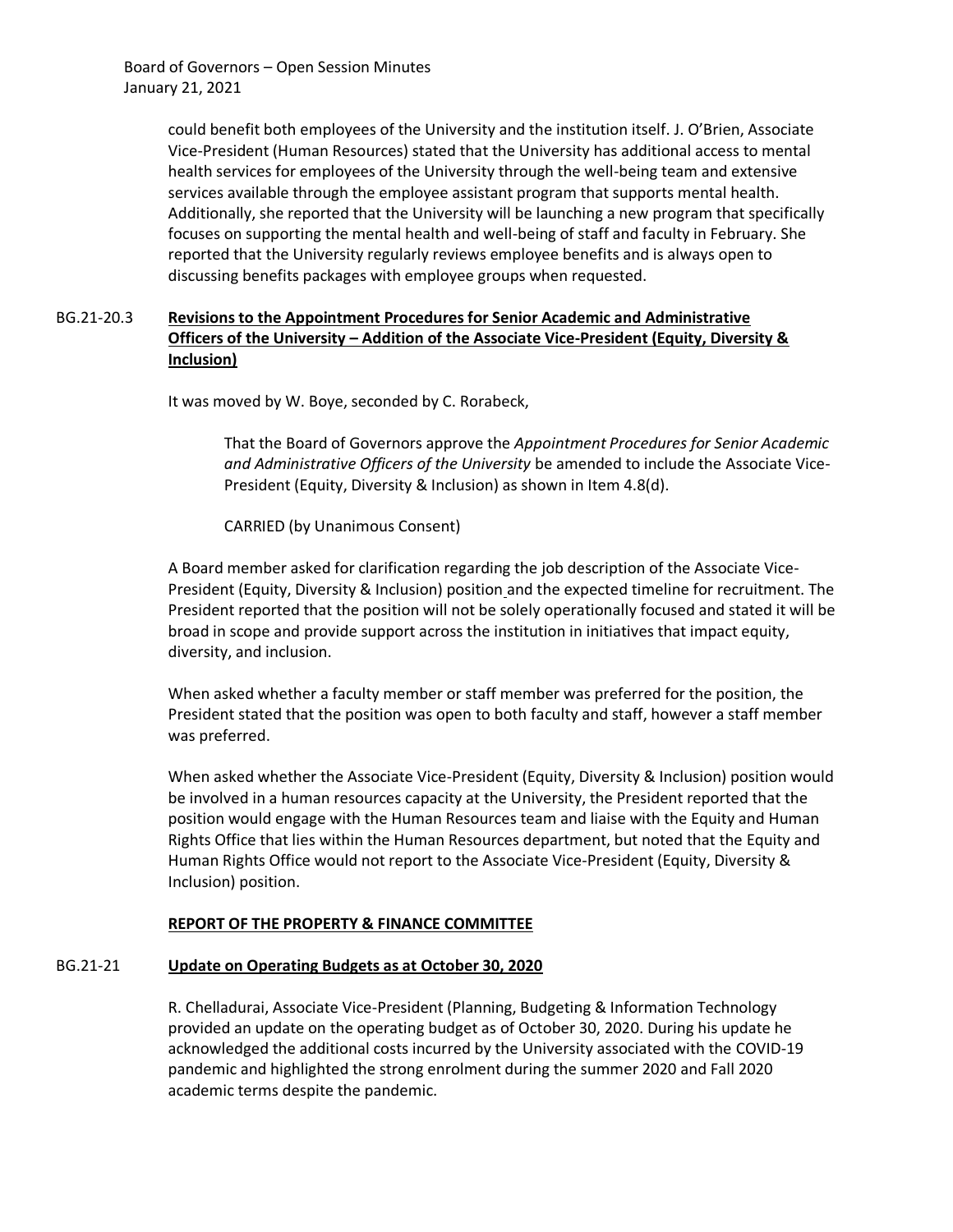could benefit both employees of the University and the institution itself. J. O'Brien, Associate Vice-President (Human Resources) stated that the University has additional access to mental health services for employees of the University through the well-being team and extensive services available through the employee assistant program that supports mental health. Additionally, she reported that the University will be launching a new program that specifically focuses on supporting the mental health and well-being of staff and faculty in February. She reported that the University regularly reviews employee benefits and is always open to discussing benefits packages with employee groups when requested.

BG.21-20.3 **Revisions to the Appointment Procedures for Senior Academic and Administrative Officers of the University – Addition of the Associate Vice-President (Equity, Diversity & Inclusion)**

It was moved by W. Boye, seconded by C. Rorabeck,

> That the Board of Governors approve the *Appointment Procedures for Senior Academic and Administrative Officers of the University* be amended to include the Associate Vice-President (Equity, Diversity & Inclusion) as shown in Item 4.8(d).
>
> CARRIED (by Unanimous Consent)

A Board member asked for clarification regarding the job description of the Associate Vice-President (Equity, Diversity & Inclusion) position and the expected timeline for recruitment. The President reported that the position will not be solely operationally focused and stated it will be broad in scope and provide support across the institution in initiatives that impact equity, diversity, and inclusion.

When asked whether a faculty member or staff member was preferred for the position, the President stated that the position was open to both faculty and staff, however a staff member was preferred.

When asked whether the Associate Vice-President (Equity, Diversity & Inclusion) position would be involved in a human resources capacity at the University, the President reported that the position would engage with the Human Resources team and liaise with the Equity and Human Rights Office that lies within the Human Resources department, but noted that the Equity and Human Rights Office would not report to the Associate Vice-President (Equity, Diversity & Inclusion) position.

## REPORT OF THE PROPERTY & FINANCE COMMITTEE

BG.21-21 **Update on Operating Budgets as at October 30, 2020**

R. Chelladurai, Associate Vice-President (Planning, Budgeting & Information Technology provided an update on the operating budget as of October 30, 2020. During his update he acknowledged the additional costs incurred by the University associated with the COVID-19 pandemic and highlighted the strong enrolment during the summer 2020 and Fall 2020 academic terms despite the pandemic.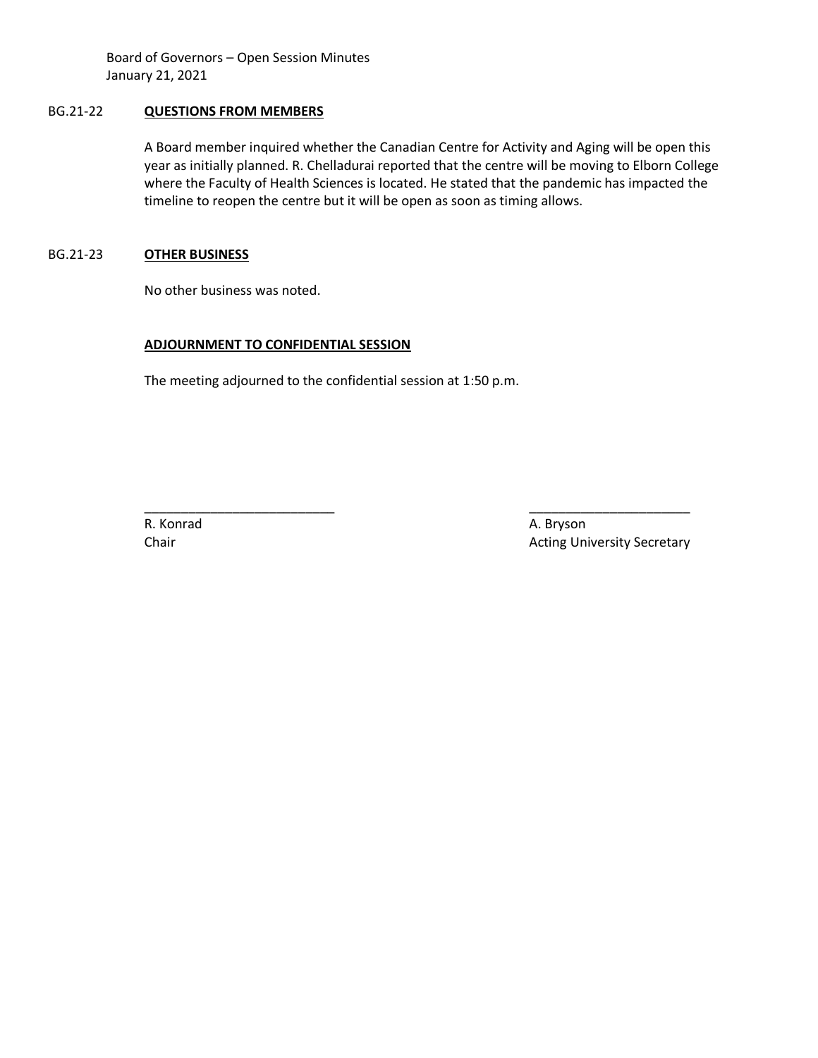### BG.21-22 **QUESTIONS FROM MEMBERS**

A Board member inquired whether the Canadian Centre for Activity and Aging will be open this year as initially planned. R. Chelladurai reported that the centre will be moving to Elborn College where the Faculty of Health Sciences is located. He stated that the pandemic has impacted the timeline to reopen the centre but it will be open as soon as timing allows.

### BG.21-23 **OTHER BUSINESS**

No other business was noted.

### **ADJOURNMENT TO CONFIDENTIAL SESSION**

The meeting adjourned to the confidential session at 1:50 p.m.

| | |
|---|---|
| ___________________________ | _______________________ |
| R. Konrad | A. Bryson |
| Chair | Acting University Secretary |